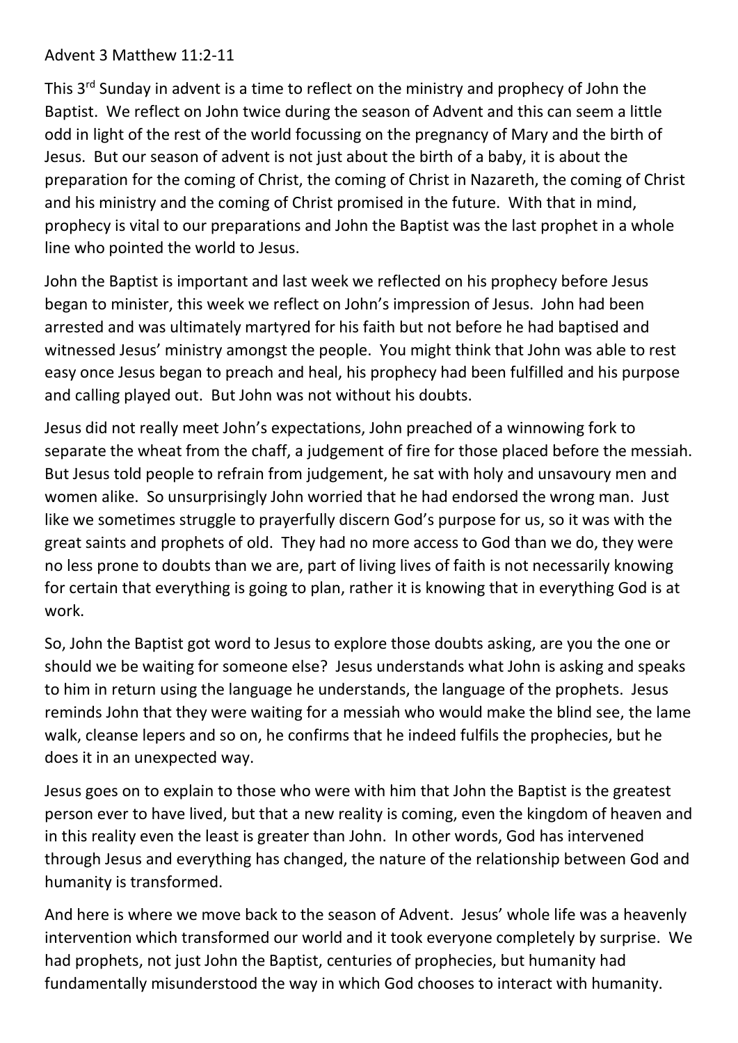Advent 3 Matthew 11:2-11

This 3rd Sunday in advent is a time to reflect on the ministry and prophecy of John the Baptist. We reflect on John twice during the season of Advent and this can seem a little odd in light of the rest of the world focussing on the pregnancy of Mary and the birth of Jesus. But our season of advent is not just about the birth of a baby, it is about the preparation for the coming of Christ, the coming of Christ in Nazareth, the coming of Christ and his ministry and the coming of Christ promised in the future. With that in mind, prophecy is vital to our preparations and John the Baptist was the last prophet in a whole line who pointed the world to Jesus.

John the Baptist is important and last week we reflected on his prophecy before Jesus began to minister, this week we reflect on John's impression of Jesus. John had been arrested and was ultimately martyred for his faith but not before he had baptised and witnessed Jesus' ministry amongst the people. You might think that John was able to rest easy once Jesus began to preach and heal, his prophecy had been fulfilled and his purpose and calling played out. But John was not without his doubts.

Jesus did not really meet John's expectations, John preached of a winnowing fork to separate the wheat from the chaff, a judgement of fire for those placed before the messiah. But Jesus told people to refrain from judgement, he sat with holy and unsavoury men and women alike. So unsurprisingly John worried that he had endorsed the wrong man. Just like we sometimes struggle to prayerfully discern God's purpose for us, so it was with the great saints and prophets of old. They had no more access to God than we do, they were no less prone to doubts than we are, part of living lives of faith is not necessarily knowing for certain that everything is going to plan, rather it is knowing that in everything God is at work.

So, John the Baptist got word to Jesus to explore those doubts asking, are you the one or should we be waiting for someone else? Jesus understands what John is asking and speaks to him in return using the language he understands, the language of the prophets. Jesus reminds John that they were waiting for a messiah who would make the blind see, the lame walk, cleanse lepers and so on, he confirms that he indeed fulfils the prophecies, but he does it in an unexpected way.

Jesus goes on to explain to those who were with him that John the Baptist is the greatest person ever to have lived, but that a new reality is coming, even the kingdom of heaven and in this reality even the least is greater than John. In other words, God has intervened through Jesus and everything has changed, the nature of the relationship between God and humanity is transformed.

And here is where we move back to the season of Advent. Jesus' whole life was a heavenly intervention which transformed our world and it took everyone completely by surprise. We had prophets, not just John the Baptist, centuries of prophecies, but humanity had fundamentally misunderstood the way in which God chooses to interact with humanity.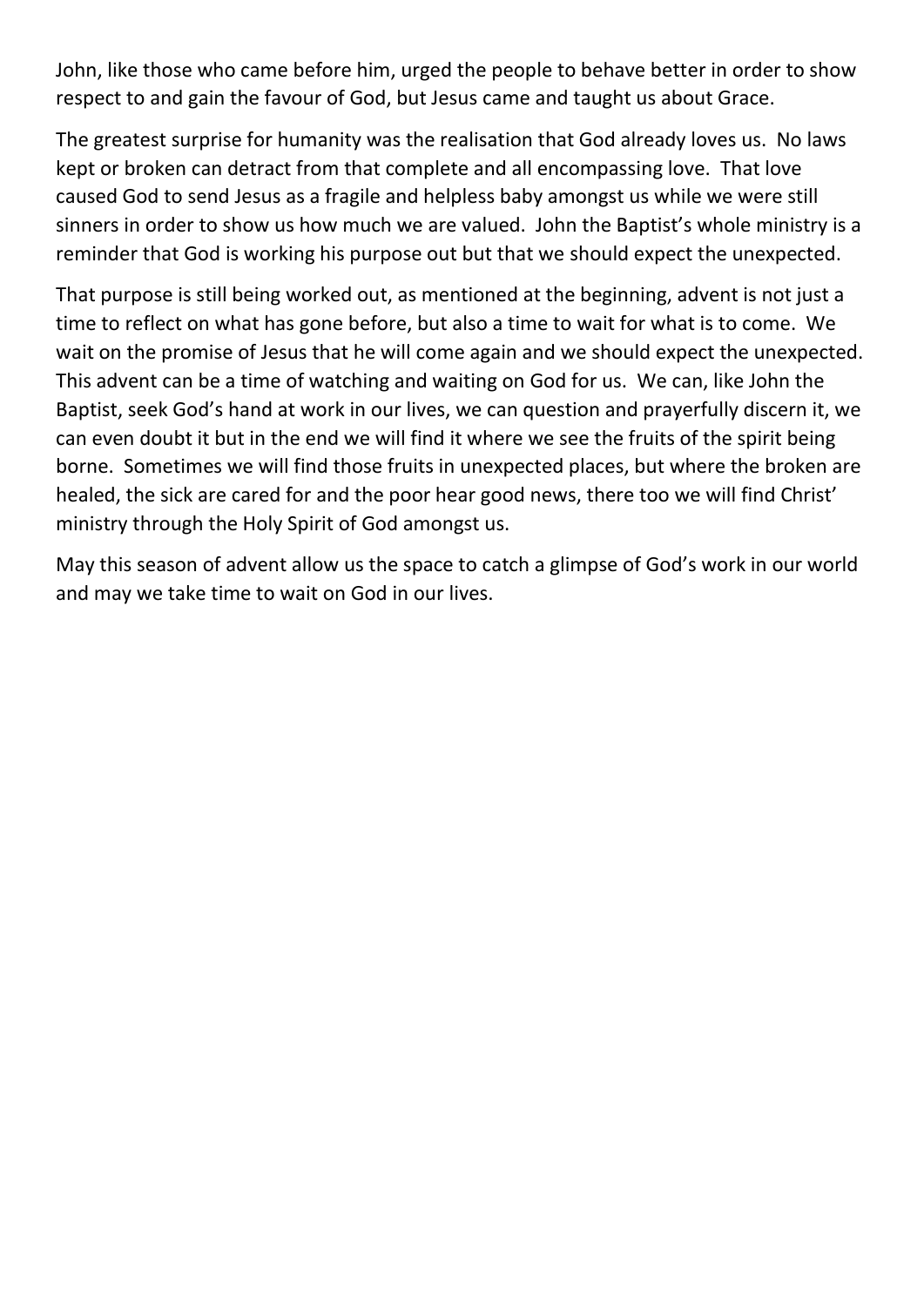John, like those who came before him, urged the people to behave better in order to show respect to and gain the favour of God, but Jesus came and taught us about Grace.

The greatest surprise for humanity was the realisation that God already loves us. No laws kept or broken can detract from that complete and all encompassing love. That love caused God to send Jesus as a fragile and helpless baby amongst us while we were still sinners in order to show us how much we are valued. John the Baptist's whole ministry is a reminder that God is working his purpose out but that we should expect the unexpected.

That purpose is still being worked out, as mentioned at the beginning, advent is not just a time to reflect on what has gone before, but also a time to wait for what is to come. We wait on the promise of Jesus that he will come again and we should expect the unexpected. This advent can be a time of watching and waiting on God for us. We can, like John the Baptist, seek God's hand at work in our lives, we can question and prayerfully discern it, we can even doubt it but in the end we will find it where we see the fruits of the spirit being borne. Sometimes we will find those fruits in unexpected places, but where the broken are healed, the sick are cared for and the poor hear good news, there too we will find Christ' ministry through the Holy Spirit of God amongst us.

May this season of advent allow us the space to catch a glimpse of God's work in our world and may we take time to wait on God in our lives.